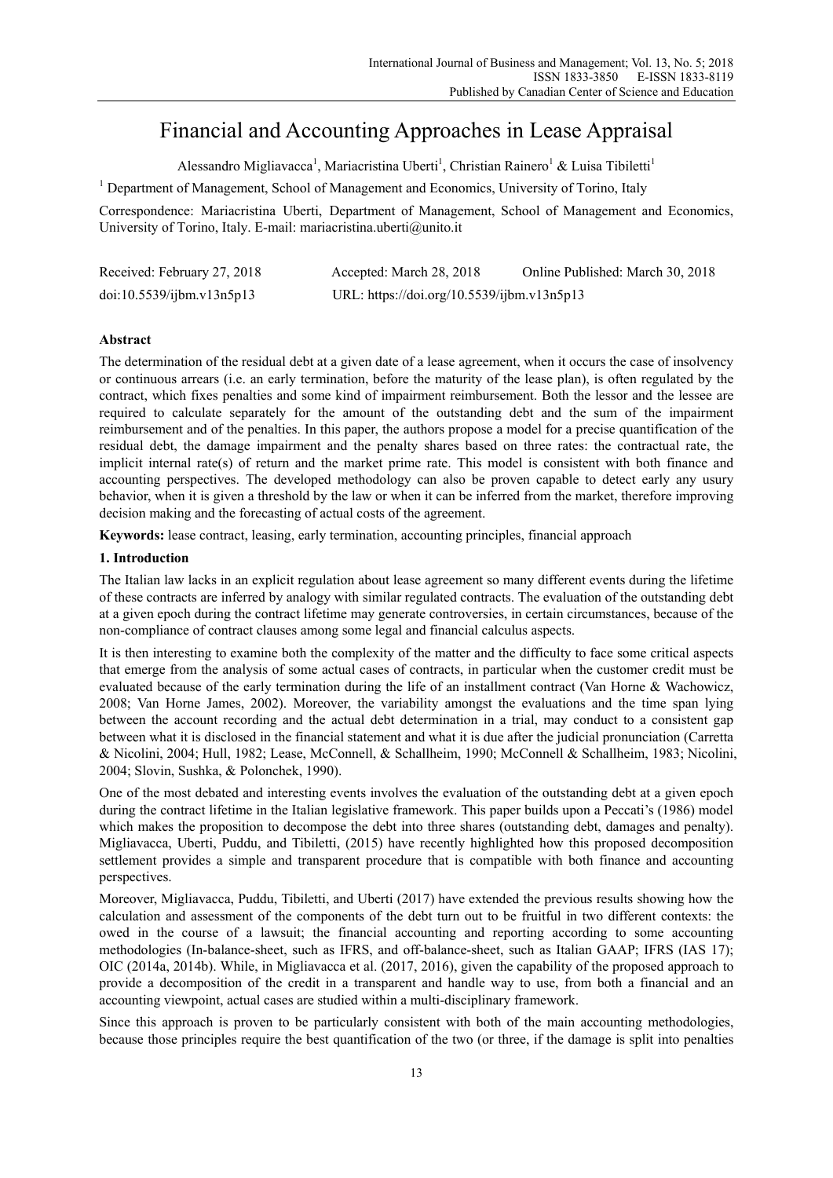# Financial and Accounting Approaches in Lease Appraisal

Alessandro Migliavacca[1], Mariacristina Uberti[1], Christian Rainero[1] & Luisa Tibiletti[1]

[1] Department of Management, School of Management and Economics, University of Torino, Italy

Correspondence: Mariacristina Uberti, Department of Management, School of Management and Economics, University of Torino, Italy. E-mail: mariacristina.uberti@unito.it

Received: February 27, 2018    Accepted: March 28, 2018    Online Published: March 30, 2018

doi:10.5539/ijbm.v13n5p13    URL: https://doi.org/10.5539/ijbm.v13n5p13

## Abstract

The determination of the residual debt at a given date of a lease agreement, when it occurs the case of insolvency or continuous arrears (i.e. an early termination, before the maturity of the lease plan), is often regulated by the contract, which fixes penalties and some kind of impairment reimbursement. Both the lessor and the lessee are required to calculate separately for the amount of the outstanding debt and the sum of the impairment reimbursement and of the penalties. In this paper, the authors propose a model for a precise quantification of the residual debt, the damage impairment and the penalty shares based on three rates: the contractual rate, the implicit internal rate(s) of return and the market prime rate. This model is consistent with both finance and accounting perspectives. The developed methodology can also be proven capable to detect early any usury behavior, when it is given a threshold by the law or when it can be inferred from the market, therefore improving decision making and the forecasting of actual costs of the agreement.

**Keywords:** lease contract, leasing, early termination, accounting principles, financial approach

## 1. Introduction

The Italian law lacks in an explicit regulation about lease agreement so many different events during the lifetime of these contracts are inferred by analogy with similar regulated contracts. The evaluation of the outstanding debt at a given epoch during the contract lifetime may generate controversies, in certain circumstances, because of the non-compliance of contract clauses among some legal and financial calculus aspects.

It is then interesting to examine both the complexity of the matter and the difficulty to face some critical aspects that emerge from the analysis of some actual cases of contracts, in particular when the customer credit must be evaluated because of the early termination during the life of an installment contract (Van Horne & Wachowicz, 2008; Van Horne James, 2002). Moreover, the variability amongst the evaluations and the time span lying between the account recording and the actual debt determination in a trial, may conduct to a consistent gap between what it is disclosed in the financial statement and what it is due after the judicial pronunciation (Carretta & Nicolini, 2004; Hull, 1982; Lease, McConnell, & Schallheim, 1990; McConnell & Schallheim, 1983; Nicolini, 2004; Slovin, Sushka, & Polonchek, 1990).

One of the most debated and interesting events involves the evaluation of the outstanding debt at a given epoch during the contract lifetime in the Italian legislative framework. This paper builds upon a Peccati's (1986) model which makes the proposition to decompose the debt into three shares (outstanding debt, damages and penalty). Migliavacca, Uberti, Puddu, and Tibiletti, (2015) have recently highlighted how this proposed decomposition settlement provides a simple and transparent procedure that is compatible with both finance and accounting perspectives.

Moreover, Migliavacca, Puddu, Tibiletti, and Uberti (2017) have extended the previous results showing how the calculation and assessment of the components of the debt turn out to be fruitful in two different contexts: the owed in the course of a lawsuit; the financial accounting and reporting according to some accounting methodologies (In-balance-sheet, such as IFRS, and off-balance-sheet, such as Italian GAAP; IFRS (IAS 17); OIC (2014a, 2014b). While, in Migliavacca et al. (2017, 2016), given the capability of the proposed approach to provide a decomposition of the credit in a transparent and handle way to use, from both a financial and an accounting viewpoint, actual cases are studied within a multi-disciplinary framework.

Since this approach is proven to be particularly consistent with both of the main accounting methodologies, because those principles require the best quantification of the two (or three, if the damage is split into penalties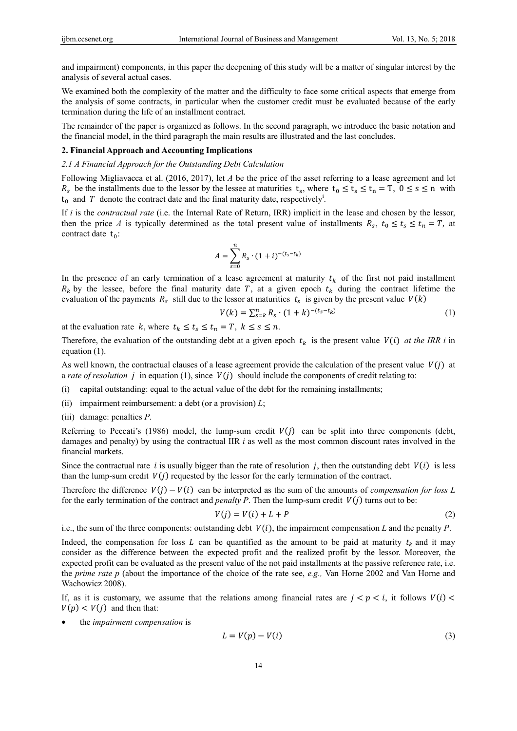and impairment) components, in this paper the deepening of this study will be a matter of singular interest by the analysis of several actual cases.

We examined both the complexity of the matter and the difficulty to face some critical aspects that emerge from the analysis of some contracts, in particular when the customer credit must be evaluated because of the early termination during the life of an installment contract.

The remainder of the paper is organized as follows. In the second paragraph, we introduce the basic notation and the financial model, in the third paragraph the main results are illustrated and the last concludes.

## 2. Financial Approach and Accounting Implications

### *2.1 A Financial Approach for the Outstanding Debt Calculation*

Following Migliavacca et al. (2016, 2017), let *A* be the price of the asset referring to a lease agreement and let $R_s$ be the installments due to the lessor by the lessee at maturities $t_s$, where $t_0 \leq t_s \leq t_n = T$, $0 \leq s \leq n$ with $t_0$ and $T$ denote the contract date and the final maturity date, respectively[i].

If *i* is the *contractual rate* (i.e. the Internal Rate of Return, IRR) implicit in the lease and chosen by the lessor, then the price *A* is typically determined as the total present value of installments $R_s$, $t_0 \leq t_s \leq t_n = T$, at contract date $t_0$:

$$A = \sum_{s=0}^{n} R_s \cdot (1+i)^{-(t_s - t_k)}$$

In the presence of an early termination of a lease agreement at maturity $t_k$ of the first not paid installment $R_k$ by the lessee, before the final maturity date $T$, at a given epoch $t_k$ during the contract lifetime the evaluation of the payments $R_s$ still due to the lessor at maturities $t_s$ is given by the present value $V(k)$

$$V(k) = \sum_{s=k}^{n} R_s \cdot (1+k)^{-(t_s - t_k)} \tag{1}$$

at the evaluation rate $k$, where $t_k \leq t_s \leq t_n = T$, $k \leq s \leq n$.

Therefore, the evaluation of the outstanding debt at a given epoch $t_k$ is the present value $V(i)$ *at the IRR i* in equation (1).

As well known, the contractual clauses of a lease agreement provide the calculation of the present value $V(j)$ at a *rate of resolution* $j$ in equation (1), since $V(j)$ should include the components of credit relating to:

(i) capital outstanding: equal to the actual value of the debt for the remaining installments;

(ii) impairment reimbursement: a debt (or a provision) *L*;

(iii) damage: penalties *P*.

Referring to Peccati's (1986) model, the lump-sum credit $V(j)$ can be split into three components (debt, damages and penalty) by using the contractual IIR *i* as well as the most common discount rates involved in the financial markets.

Since the contractual rate $i$ is usually bigger than the rate of resolution $j$, then the outstanding debt $V(i)$ is less than the lump-sum credit $V(j)$ requested by the lessor for the early termination of the contract.

Therefore the difference $V(j) - V(i)$ can be interpreted as the sum of the amounts of *compensation for loss L* for the early termination of the contract and *penalty P*. Then the lump-sum credit $V(j)$ turns out to be:

$$V(j) = V(i) + L + P \tag{2}$$

i.e., the sum of the three components: outstanding debt $V(i)$, the impairment compensation *L* and the penalty *P*.

Indeed, the compensation for loss $L$ can be quantified as the amount to be paid at maturity $t_k$ and it may consider as the difference between the expected profit and the realized profit by the lessor. Moreover, the expected profit can be evaluated as the present value of the not paid installments at the passive reference rate, i.e. the *prime rate p* (about the importance of the choice of the rate see, *e.g.,* Van Horne 2002 and Van Horne and Wachowicz 2008).

If, as it is customary, we assume that the relations among financial rates are $j < p < i$, it follows $V(i) < V(p) < V(j)$ and then that:

- the *impairment compensation* is

$$L = V(p) - V(i) \tag{3}$$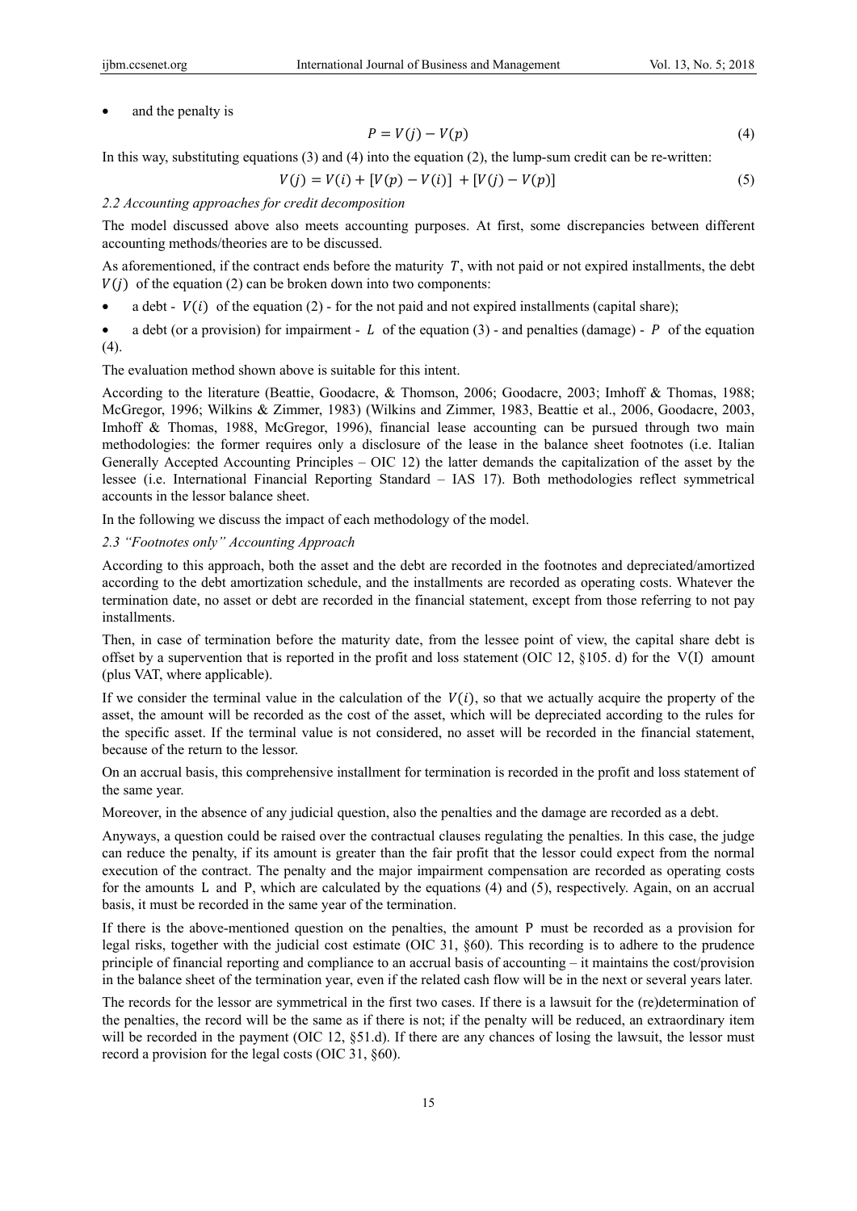- and the penalty is

$$P = V(j) - V(p) \tag{4}$$

In this way, substituting equations (3) and (4) into the equation (2), the lump-sum credit can be re-written:

$$V(j) = V(i) + [V(p) - V(i)] + [V(j) - V(p)] \tag{5}$$

### 2.2 Accounting approaches for credit decomposition

The model discussed above also meets accounting purposes. At first, some discrepancies between different accounting methods/theories are to be discussed.

As aforementioned, if the contract ends before the maturity $T$, with not paid or not expired installments, the debt $V(j)$ of the equation (2) can be broken down into two components:

- a debt - $V(i)$ of the equation (2) - for the not paid and not expired installments (capital share);
- a debt (or a provision) for impairment - $L$ of the equation (3) - and penalties (damage) - $P$ of the equation (4).

The evaluation method shown above is suitable for this intent.

According to the literature (Beattie, Goodacre, & Thomson, 2006; Goodacre, 2003; Imhoff & Thomas, 1988; McGregor, 1996; Wilkins & Zimmer, 1983) (Wilkins and Zimmer, 1983, Beattie et al., 2006, Goodacre, 2003, Imhoff & Thomas, 1988, McGregor, 1996), financial lease accounting can be pursued through two main methodologies: the former requires only a disclosure of the lease in the balance sheet footnotes (i.e. Italian Generally Accepted Accounting Principles – OIC 12) the latter demands the capitalization of the asset by the lessee (i.e. International Financial Reporting Standard – IAS 17). Both methodologies reflect symmetrical accounts in the lessor balance sheet.

In the following we discuss the impact of each methodology of the model.

### 2.3 "Footnotes only" Accounting Approach

According to this approach, both the asset and the debt are recorded in the footnotes and depreciated/amortized according to the debt amortization schedule, and the installments are recorded as operating costs. Whatever the termination date, no asset or debt are recorded in the financial statement, except from those referring to not pay installments.

Then, in case of termination before the maturity date, from the lessee point of view, the capital share debt is offset by a supervention that is reported in the profit and loss statement (OIC 12, §105. d) for the $V(I)$ amount (plus VAT, where applicable).

If we consider the terminal value in the calculation of the $V(i)$, so that we actually acquire the property of the asset, the amount will be recorded as the cost of the asset, which will be depreciated according to the rules for the specific asset. If the terminal value is not considered, no asset will be recorded in the financial statement, because of the return to the lessor.

On an accrual basis, this comprehensive installment for termination is recorded in the profit and loss statement of the same year.

Moreover, in the absence of any judicial question, also the penalties and the damage are recorded as a debt.

Anyways, a question could be raised over the contractual clauses regulating the penalties. In this case, the judge can reduce the penalty, if its amount is greater than the fair profit that the lessor could expect from the normal execution of the contract. The penalty and the major impairment compensation are recorded as operating costs for the amounts $L$ and $P$, which are calculated by the equations (4) and (5), respectively. Again, on an accrual basis, it must be recorded in the same year of the termination.

If there is the above-mentioned question on the penalties, the amount $P$ must be recorded as a provision for legal risks, together with the judicial cost estimate (OIC 31, §60). This recording is to adhere to the prudence principle of financial reporting and compliance to an accrual basis of accounting – it maintains the cost/provision in the balance sheet of the termination year, even if the related cash flow will be in the next or several years later.

The records for the lessor are symmetrical in the first two cases. If there is a lawsuit for the (re)determination of the penalties, the record will be the same as if there is not; if the penalty will be reduced, an extraordinary item will be recorded in the payment (OIC 12, §51.d). If there are any chances of losing the lawsuit, the lessor must record a provision for the legal costs (OIC 31, §60).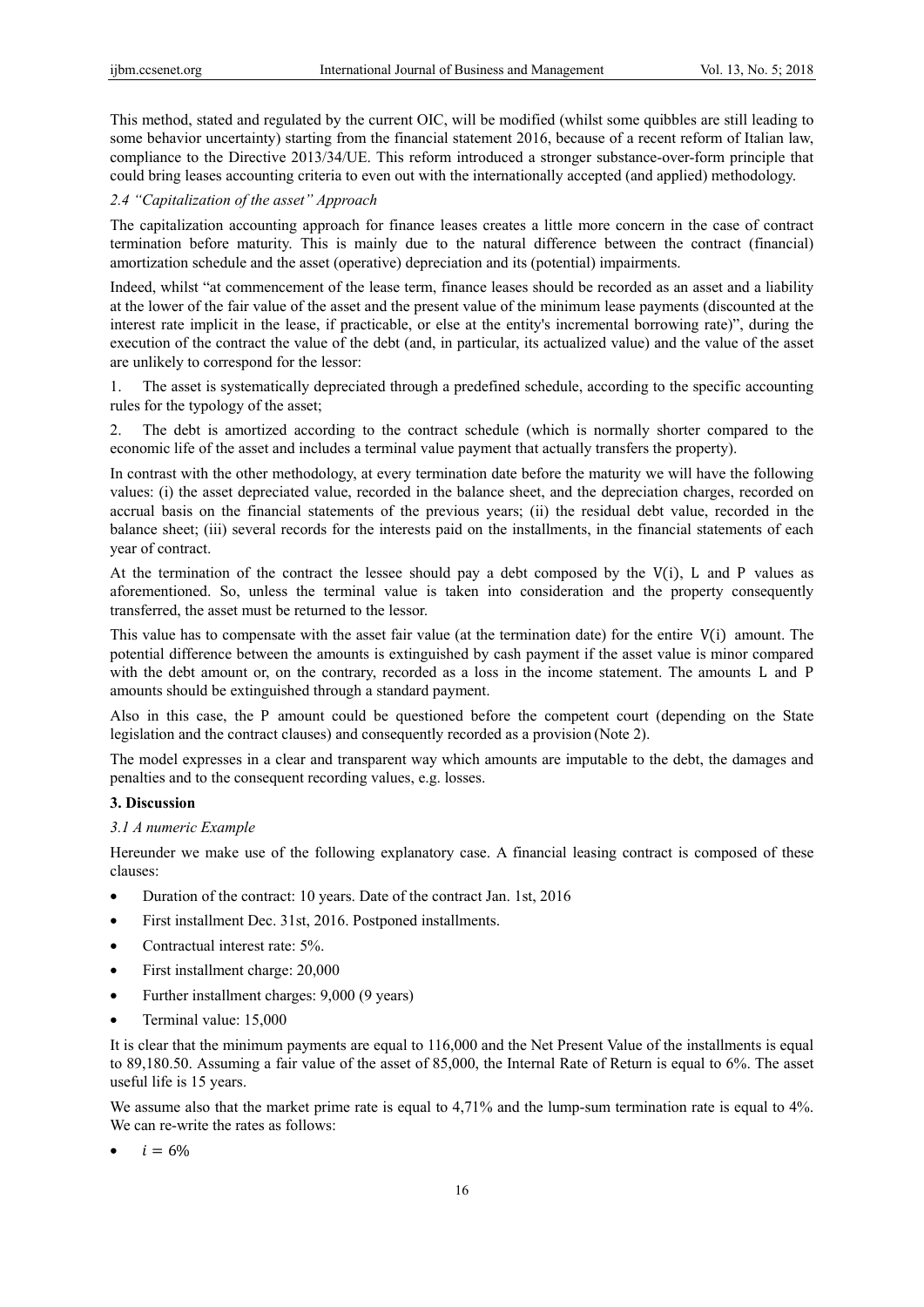This method, stated and regulated by the current OIC, will be modified (whilst some quibbles are still leading to some behavior uncertainty) starting from the financial statement 2016, because of a recent reform of Italian law, compliance to the Directive 2013/34/UE. This reform introduced a stronger substance-over-form principle that could bring leases accounting criteria to even out with the internationally accepted (and applied) methodology.

### *2.4 "Capitalization of the asset" Approach*

The capitalization accounting approach for finance leases creates a little more concern in the case of contract termination before maturity. This is mainly due to the natural difference between the contract (financial) amortization schedule and the asset (operative) depreciation and its (potential) impairments.

Indeed, whilst "at commencement of the lease term, finance leases should be recorded as an asset and a liability at the lower of the fair value of the asset and the present value of the minimum lease payments (discounted at the interest rate implicit in the lease, if practicable, or else at the entity's incremental borrowing rate)", during the execution of the contract the value of the debt (and, in particular, its actualized value) and the value of the asset are unlikely to correspond for the lessor:

1. The asset is systematically depreciated through a predefined schedule, according to the specific accounting rules for the typology of the asset;

2. The debt is amortized according to the contract schedule (which is normally shorter compared to the economic life of the asset and includes a terminal value payment that actually transfers the property).

In contrast with the other methodology, at every termination date before the maturity we will have the following values: (i) the asset depreciated value, recorded in the balance sheet, and the depreciation charges, recorded on accrual basis on the financial statements of the previous years; (ii) the residual debt value, recorded in the balance sheet; (iii) several records for the interests paid on the installments, in the financial statements of each year of contract.

At the termination of the contract the lessee should pay a debt composed by the $V(i)$, $L$ and $P$ values as aforementioned. So, unless the terminal value is taken into consideration and the property consequently transferred, the asset must be returned to the lessor.

This value has to compensate with the asset fair value (at the termination date) for the entire $V(i)$ amount. The potential difference between the amounts is extinguished by cash payment if the asset value is minor compared with the debt amount or, on the contrary, recorded as a loss in the income statement. The amounts $L$ and $P$ amounts should be extinguished through a standard payment.

Also in this case, the $P$ amount could be questioned before the competent court (depending on the State legislation and the contract clauses) and consequently recorded as a provision (Note 2).

The model expresses in a clear and transparent way which amounts are imputable to the debt, the damages and penalties and to the consequent recording values, e.g. losses.

## 3. Discussion

### *3.1 A numeric Example*

Hereunder we make use of the following explanatory case. A financial leasing contract is composed of these clauses:

- Duration of the contract: 10 years. Date of the contract Jan. 1st, 2016
- First installment Dec. 31st, 2016. Postponed installments.
- Contractual interest rate: 5%.
- First installment charge: 20,000
- Further installment charges: 9,000 (9 years)
- Terminal value: 15,000

It is clear that the minimum payments are equal to 116,000 and the Net Present Value of the installments is equal to 89,180.50. Assuming a fair value of the asset of 85,000, the Internal Rate of Return is equal to 6%. The asset useful life is 15 years.

We assume also that the market prime rate is equal to 4,71% and the lump-sum termination rate is equal to 4%. We can re-write the rates as follows:

- $i = 6\%$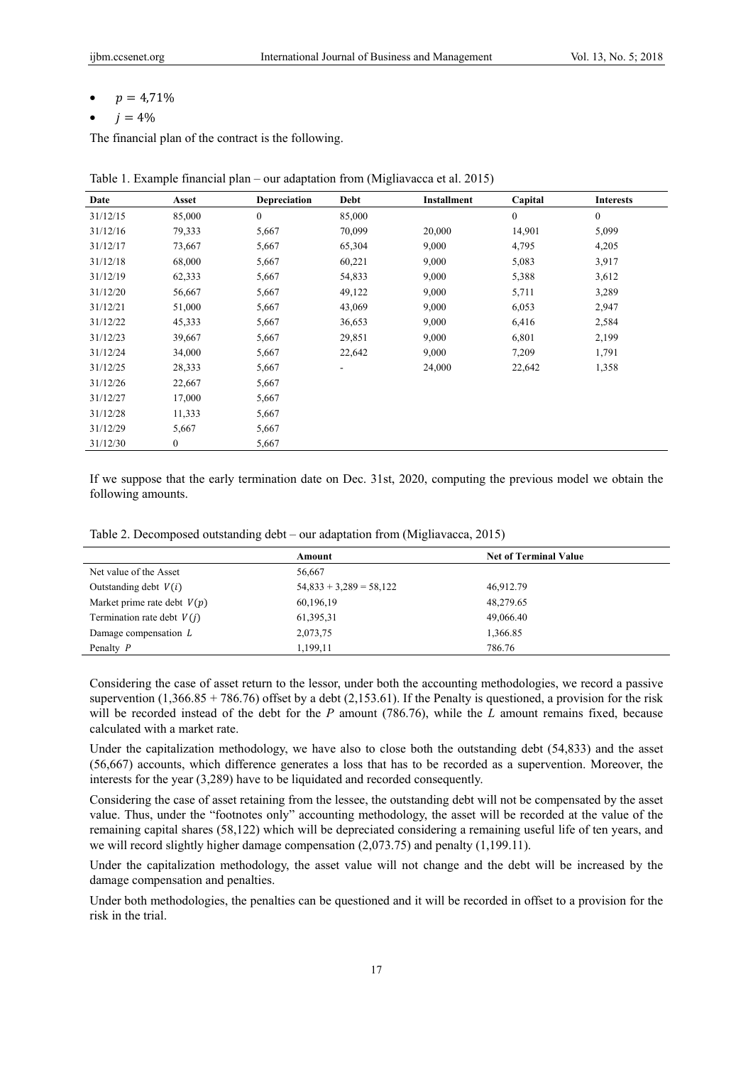- $p = 4{,}71\%$
- $j = 4\%$

The financial plan of the contract is the following.

Table 1. Example financial plan – our adaptation from (Migliavacca et al. 2015)

| Date | Asset | Depreciation | Debt | Installment | Capital | Interests |
|---|---|---|---|---|---|---|
| 31/12/15 | 85,000 | 0 | 85,000 | | 0 | 0 |
| 31/12/16 | 79,333 | 5,667 | 70,099 | 20,000 | 14,901 | 5,099 |
| 31/12/17 | 73,667 | 5,667 | 65,304 | 9,000 | 4,795 | 4,205 |
| 31/12/18 | 68,000 | 5,667 | 60,221 | 9,000 | 5,083 | 3,917 |
| 31/12/19 | 62,333 | 5,667 | 54,833 | 9,000 | 5,388 | 3,612 |
| 31/12/20 | 56,667 | 5,667 | 49,122 | 9,000 | 5,711 | 3,289 |
| 31/12/21 | 51,000 | 5,667 | 43,069 | 9,000 | 6,053 | 2,947 |
| 31/12/22 | 45,333 | 5,667 | 36,653 | 9,000 | 6,416 | 2,584 |
| 31/12/23 | 39,667 | 5,667 | 29,851 | 9,000 | 6,801 | 2,199 |
| 31/12/24 | 34,000 | 5,667 | 22,642 | 9,000 | 7,209 | 1,791 |
| 31/12/25 | 28,333 | 5,667 | - | 24,000 | 22,642 | 1,358 |
| 31/12/26 | 22,667 | 5,667 | | | | |
| 31/12/27 | 17,000 | 5,667 | | | | |
| 31/12/28 | 11,333 | 5,667 | | | | |
| 31/12/29 | 5,667 | 5,667 | | | | |
| 31/12/30 | 0 | 5,667 | | | | |

If we suppose that the early termination date on Dec. 31st, 2020, computing the previous model we obtain the following amounts.

Table 2. Decomposed outstanding debt – our adaptation from (Migliavacca, 2015)

| | Amount | Net of Terminal Value |
|---|---|---|
| Net value of the Asset | 56,667 | |
| Outstanding debt $V(i)$ | $54,833 + 3,289 = 58,122$ | 46,912.79 |
| Market prime rate debt $V(p)$ | 60,196,19 | 48,279.65 |
| Termination rate debt $V(j)$ | 61,395,31 | 49,066.40 |
| Damage compensation $L$ | 2,073,75 | 1,366.85 |
| Penalty $P$ | 1,199,11 | 786.76 |

Considering the case of asset return to the lessor, under both the accounting methodologies, we record a passive supervention (1,366.85 + 786.76) offset by a debt (2,153.61). If the Penalty is questioned, a provision for the risk will be recorded instead of the debt for the $P$ amount (786.76), while the $L$ amount remains fixed, because calculated with a market rate.

Under the capitalization methodology, we have also to close both the outstanding debt (54,833) and the asset (56,667) accounts, which difference generates a loss that has to be recorded as a supervention. Moreover, the interests for the year (3,289) have to be liquidated and recorded consequently.

Considering the case of asset retaining from the lessee, the outstanding debt will not be compensated by the asset value. Thus, under the "footnotes only" accounting methodology, the asset will be recorded at the value of the remaining capital shares (58,122) which will be depreciated considering a remaining useful life of ten years, and we will record slightly higher damage compensation (2,073.75) and penalty (1,199.11).

Under the capitalization methodology, the asset value will not change and the debt will be increased by the damage compensation and penalties.

Under both methodologies, the penalties can be questioned and it will be recorded in offset to a provision for the risk in the trial.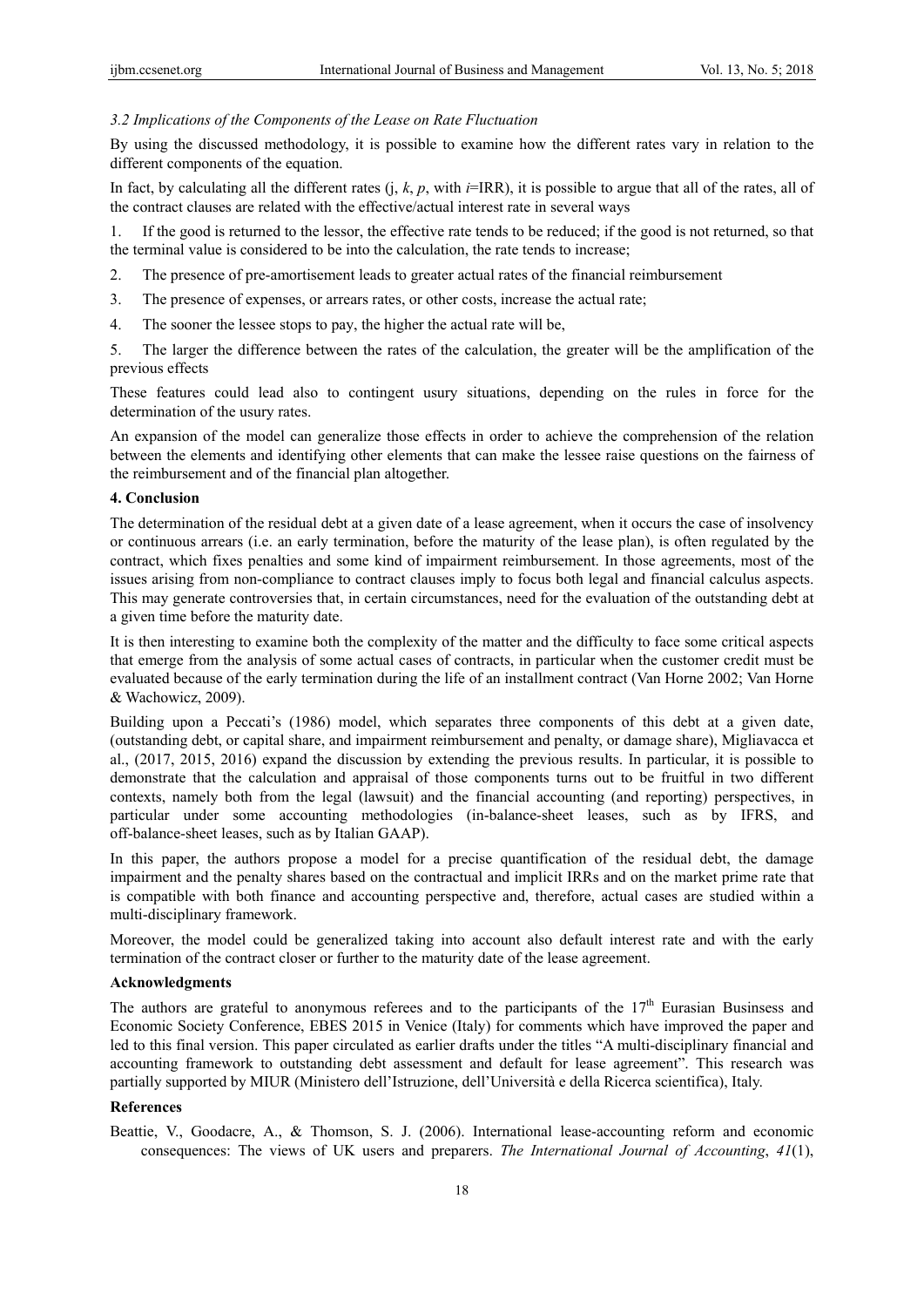### *3.2 Implications of the Components of the Lease on Rate Fluctuation*

By using the discussed methodology, it is possible to examine how the different rates vary in relation to the different components of the equation.

In fact, by calculating all the different rates (j, $k$, $p$, with $i$=IRR), it is possible to argue that all of the rates, all of the contract clauses are related with the effective/actual interest rate in several ways

1. If the good is returned to the lessor, the effective rate tends to be reduced; if the good is not returned, so that the terminal value is considered to be into the calculation, the rate tends to increase;
2. The presence of pre-amortisement leads to greater actual rates of the financial reimbursement
3. The presence of expenses, or arrears rates, or other costs, increase the actual rate;
4. The sooner the lessee stops to pay, the higher the actual rate will be,
5. The larger the difference between the rates of the calculation, the greater will be the amplification of the previous effects

These features could lead also to contingent usury situations, depending on the rules in force for the determination of the usury rates.

An expansion of the model can generalize those effects in order to achieve the comprehension of the relation between the elements and identifying other elements that can make the lessee raise questions on the fairness of the reimbursement and of the financial plan altogether.

## 4. Conclusion

The determination of the residual debt at a given date of a lease agreement, when it occurs the case of insolvency or continuous arrears (i.e. an early termination, before the maturity of the lease plan), is often regulated by the contract, which fixes penalties and some kind of impairment reimbursement. In those agreements, most of the issues arising from non-compliance to contract clauses imply to focus both legal and financial calculus aspects. This may generate controversies that, in certain circumstances, need for the evaluation of the outstanding debt at a given time before the maturity date.

It is then interesting to examine both the complexity of the matter and the difficulty to face some critical aspects that emerge from the analysis of some actual cases of contracts, in particular when the customer credit must be evaluated because of the early termination during the life of an installment contract (Van Horne 2002; Van Horne & Wachowicz, 2009).

Building upon a Peccati's (1986) model, which separates three components of this debt at a given date, (outstanding debt, or capital share, and impairment reimbursement and penalty, or damage share), Migliavacca et al., (2017, 2015, 2016) expand the discussion by extending the previous results. In particular, it is possible to demonstrate that the calculation and appraisal of those components turns out to be fruitful in two different contexts, namely both from the legal (lawsuit) and the financial accounting (and reporting) perspectives, in particular under some accounting methodologies (in-balance-sheet leases, such as by IFRS, and off-balance-sheet leases, such as by Italian GAAP).

In this paper, the authors propose a model for a precise quantification of the residual debt, the damage impairment and the penalty shares based on the contractual and implicit IRRs and on the market prime rate that is compatible with both finance and accounting perspective and, therefore, actual cases are studied within a multi-disciplinary framework.

Moreover, the model could be generalized taking into account also default interest rate and with the early termination of the contract closer or further to the maturity date of the lease agreement.

## Acknowledgments

The authors are grateful to anonymous referees and to the participants of the 17th Eurasian Businsess and Economic Society Conference, EBES 2015 in Venice (Italy) for comments which have improved the paper and led to this final version. This paper circulated as earlier drafts under the titles "A multi-disciplinary financial and accounting framework to outstanding debt assessment and default for lease agreement". This research was partially supported by MIUR (Ministero dell'Istruzione, dell'Università e della Ricerca scientifica), Italy.

## References

Beattie, V., Goodacre, A., & Thomson, S. J. (2006). International lease-accounting reform and economic consequences: The views of UK users and preparers. *The International Journal of Accounting*, *41*(1),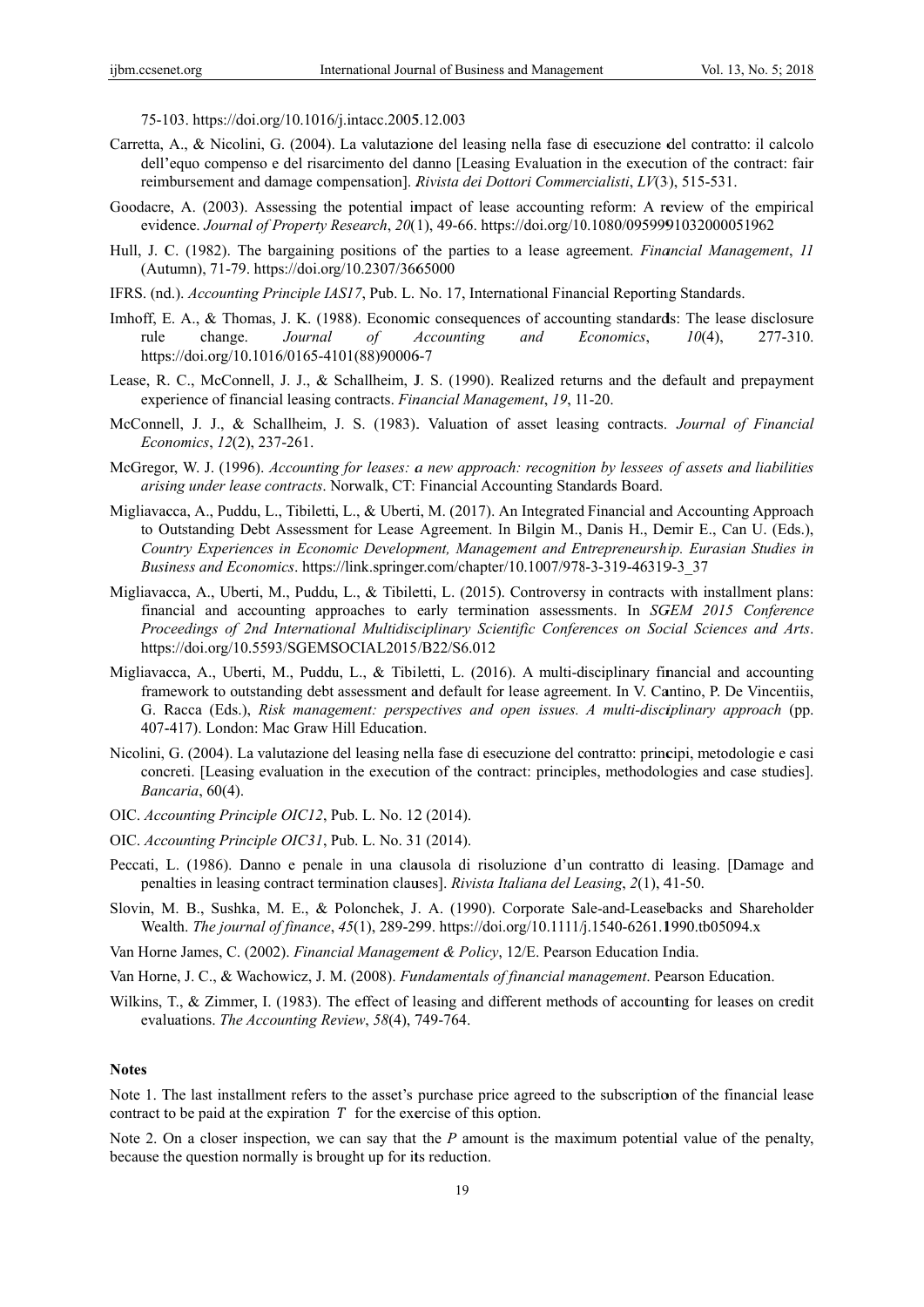75-103. https://doi.org/10.1016/j.intacc.2005.12.003

Carretta, A., & Nicolini, G. (2004). La valutazione del leasing nella fase di esecuzione del contratto: il calcolo dell'equo compenso e del risarcimento del danno [Leasing Evaluation in the execution of the contract: fair reimbursement and damage compensation]. *Rivista dei Dottori Commercialisti*, *LV*(3), 515-531.

Goodacre, A. (2003). Assessing the potential impact of lease accounting reform: A review of the empirical evidence. *Journal of Property Research*, *20*(1), 49-66. https://doi.org/10.1080/0959991032000051962

Hull, J. C. (1982). The bargaining positions of the parties to a lease agreement. *Financial Management*, *11* (Autumn), 71-79. https://doi.org/10.2307/3665000

IFRS. (nd.). *Accounting Principle IAS17*, Pub. L. No. 17, International Financial Reporting Standards.

Imhoff, E. A., & Thomas, J. K. (1988). Economic consequences of accounting standards: The lease disclosure rule change. *Journal of Accounting and Economics*, *10*(4), 277-310. https://doi.org/10.1016/0165-4101(88)90006-7

Lease, R. C., McConnell, J. J., & Schallheim, J. S. (1990). Realized returns and the default and prepayment experience of financial leasing contracts. *Financial Management*, *19*, 11-20.

McConnell, J. J., & Schallheim, J. S. (1983). Valuation of asset leasing contracts. *Journal of Financial Economics*, *12*(2), 237-261.

McGregor, W. J. (1996). *Accounting for leases: a new approach: recognition by lessees of assets and liabilities arising under lease contracts*. Norwalk, CT: Financial Accounting Standards Board.

Migliavacca, A., Puddu, L., Tibiletti, L., & Uberti, M. (2017). An Integrated Financial and Accounting Approach to Outstanding Debt Assessment for Lease Agreement. In Bilgin M., Danis H., Demir E., Can U. (Eds.), *Country Experiences in Economic Development, Management and Entrepreneurship. Eurasian Studies in Business and Economics*. https://link.springer.com/chapter/10.1007/978-3-319-46319-3_37

Migliavacca, A., Uberti, M., Puddu, L., & Tibiletti, L. (2015). Controversy in contracts with installment plans: financial and accounting approaches to early termination assessments. In *SGEM 2015 Conference Proceedings of 2nd International Multidisciplinary Scientific Conferences on Social Sciences and Arts*. https://doi.org/10.5593/SGEMSOCIAL2015/B22/S6.012

Migliavacca, A., Uberti, M., Puddu, L., & Tibiletti, L. (2016). A multi-disciplinary financial and accounting framework to outstanding debt assessment and default for lease agreement. In V. Cantino, P. De Vincentiis, G. Racca (Eds.), *Risk management: perspectives and open issues. A multi-disciplinary approach* (pp. 407-417). London: Mac Graw Hill Education.

Nicolini, G. (2004). La valutazione del leasing nella fase di esecuzione del contratto: principi, metodologie e casi concreti. [Leasing evaluation in the execution of the contract: principles, methodologies and case studies]. *Bancaria*, 60(4).

OIC. *Accounting Principle OIC12*, Pub. L. No. 12 (2014).

OIC. *Accounting Principle OIC31*, Pub. L. No. 31 (2014).

Peccati, L. (1986). Danno e penale in una clausola di risoluzione d'un contratto di leasing. [Damage and penalties in leasing contract termination clauses]. *Rivista Italiana del Leasing*, *2*(1), 41-50.

Slovin, M. B., Sushka, M. E., & Polonchek, J. A. (1990). Corporate Sale-and-Leasebacks and Shareholder Wealth. *The journal of finance*, *45*(1), 289-299. https://doi.org/10.1111/j.1540-6261.1990.tb05094.x

Van Horne James, C. (2002). *Financial Management & Policy*, 12/E. Pearson Education India.

Van Horne, J. C., & Wachowicz, J. M. (2008). *Fundamentals of financial management*. Pearson Education.

Wilkins, T., & Zimmer, I. (1983). The effect of leasing and different methods of accounting for leases on credit evaluations. *The Accounting Review*, *58*(4), 749-764.

## Notes

Note 1. The last installment refers to the asset's purchase price agreed to the subscription of the financial lease contract to be paid at the expiration $T$ for the exercise of this option.

Note 2. On a closer inspection, we can say that the $P$ amount is the maximum potential value of the penalty, because the question normally is brought up for its reduction.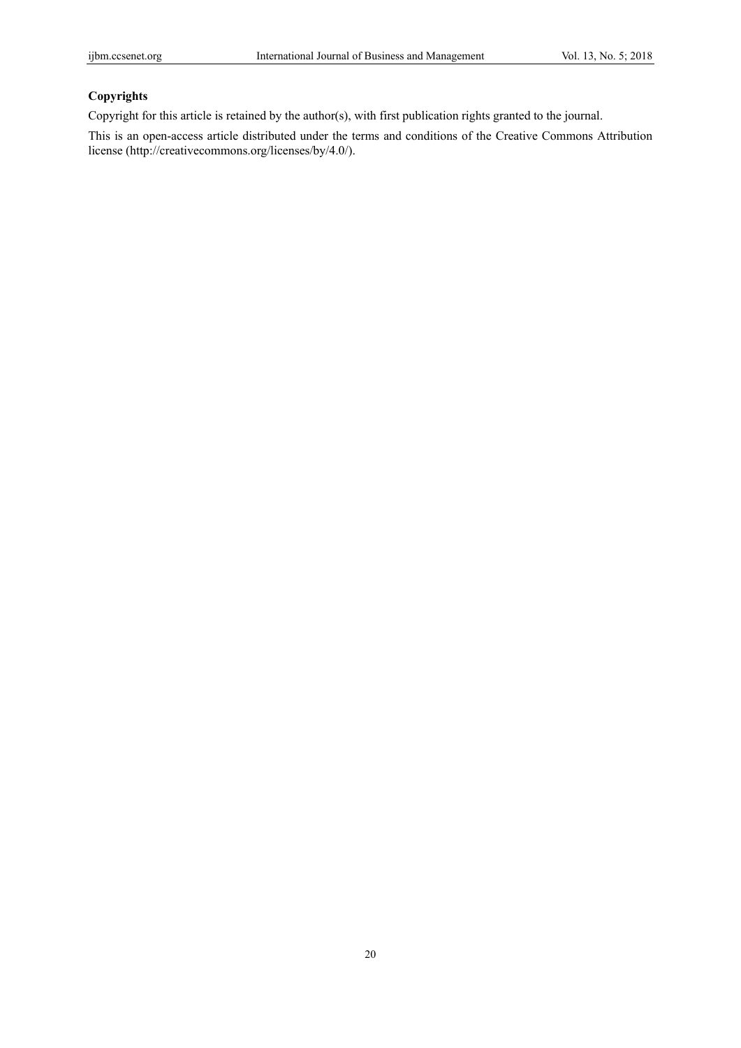**Copyrights**

Copyright for this article is retained by the author(s), with first publication rights granted to the journal.

This is an open-access article distributed under the terms and conditions of the Creative Commons Attribution license (http://creativecommons.org/licenses/by/4.0/).